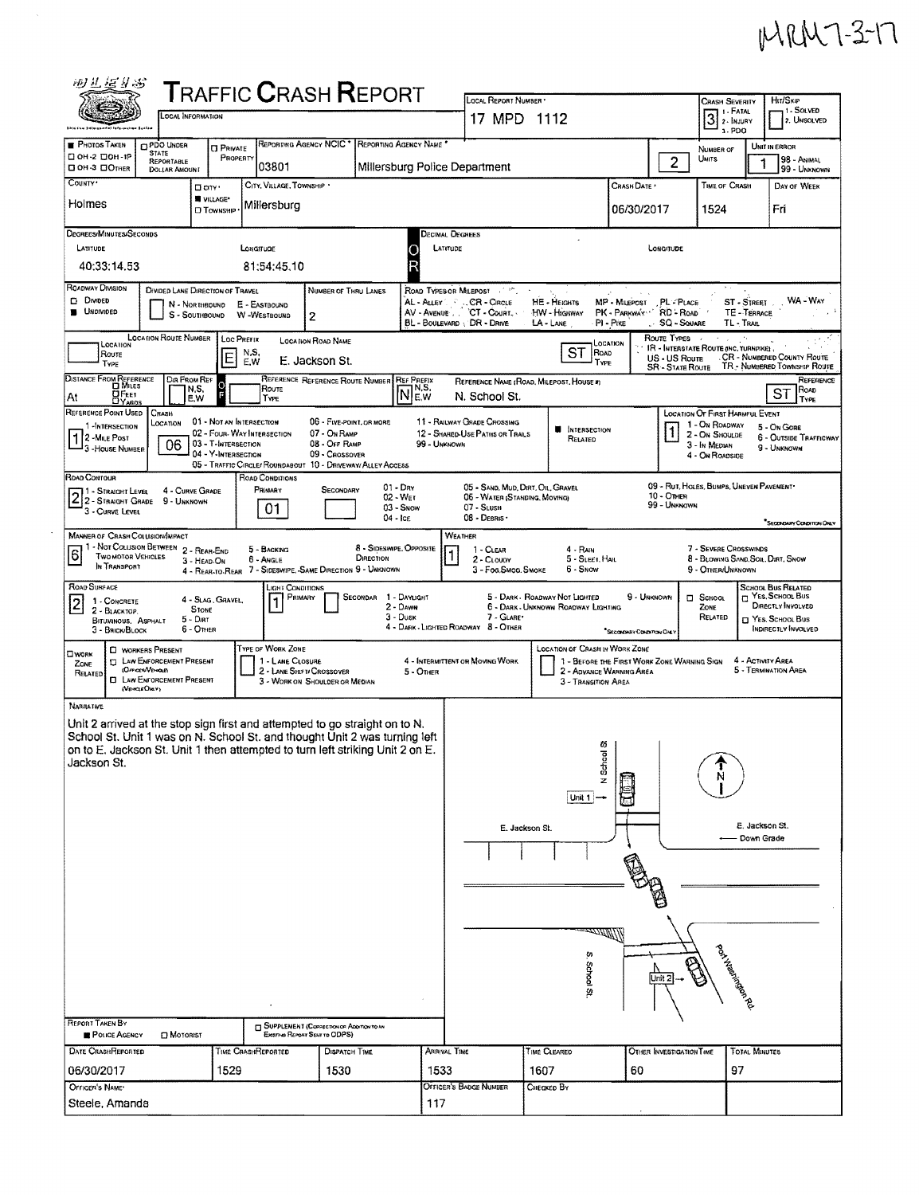MRM7-3-17

# TRAFFIC CRASH REPORT

| Field | Value |
|---|---|
| Local Information | |
| Local Report Number | 17 MPD 1112 |
| Crash Severity | 3 (1 - Fatal, 2 - Injury, 3 - PDO) |
| Hit/Skip | (1 - Solved, 2 - Unsolved) |
| Photos Taken | |
| PDO Under State Reportable Dollar Amount | |
| Private Property | |
| Reporting Agency NCIC | 03801 |
| Reporting Agency Name | Millersburg Police Department |
| Number of Units | 2 |
| Unit in Error | 1 (98 - Animal, 99 - Unknown) |
| County | Holmes |
| City, Village, Township | Village: Millersburg |
| Crash Date | 06/30/2017 |
| Time of Crash | 1524 |
| Day of Week | Fri |
| Latitude | 40:33:14.53 |
| Longitude | 81:54:45.10 |

**Roadway Division:** Undivided
**Number of Thru Lanes:** 2

**Location Route Number / Loc Prefix:** E
**Location Road Name:** E. Jackson St.
**Location Road Type:** ST

**Distance From Reference:** At
**Dir From Ref / Ref Prefix:** N
**Reference Name (Road, Milepost, House #):** N. School St.
**Reference Road Type:** ST

**Reference Point Used:** 1 (1 - Intersection, 2 - Mile Post, 3 - House Number)
**Crash Location:** 06 (01 - Not an Intersection, 02 - Four-Way Intersection, 03 - T-Intersection, 04 - Y-Intersection, 05 - Traffic Circle/Roundabout, 06 - Five-Point or More, 07 - On Ramp, 08 - Off Ramp, 09 - Crossover, 10 - Driveway/Alley Access, 11 - Railway Grade Crossing, 12 - Shared-Use Paths or Trails, 99 - Unknown)
**Intersection Related:** Yes
**Location of First Harmful Event:** 1 (1 - On Roadway, 2 - On Shoulde, 3 - In Median, 4 - On Roadside, 5 - On Gore, 6 - Outside Trafficway, 9 - Unknown)

**Road Contour:** 2 (1 - Straight Level, 2 - Straight Grade, 3 - Curve Level, 4 - Curve Grade, 9 - Unknown)
**Road Conditions:** Primary 01 (01 - Dry, 02 - Wet, 03 - Snow, 04 - Ice, 05 - Sand, Mud, Dirt, Oil, Gravel, 06 - Water (Standing, Moving), 07 - Slush, 08 - Debris, 09 - Rut, Holes, Bumps, Uneven Pavement, 10 - Other, 99 - Unknown)

**Manner of Crash Collision/Impact:** 6 (1 - Not Collision Between Two Motor Vehicles in Transport, 2 - Rear-End, 3 - Head-On, 4 - Rear-to-Rear, 5 - Backing, 6 - Angle, 7 - Sideswipe, Same Direction, 8 - Sideswipe, Opposite Direction, 9 - Unknown)
**Weather:** 1 (1 - Clear, 2 - Cloudy, 3 - Fog, Smog, Smoke, 4 - Rain, 5 - Sleet, Hail, 6 - Snow, 7 - Severe Crosswinds, 8 - Blowing Sand, Soil, Dirt, Snow, 9 - Other/Unknown)

**Road Surface:** 2 (1 - Concrete, 2 - Blacktop, Bituminous, Asphalt, 3 - Brick/Block, 4 - Slag, Gravel, Stone, 5 - Dirt, 6 - Other)
**Light Conditions:** Primary 1 (1 - Daylight, 2 - Dawn, 3 - Dusk, 4 - Dark - Lighted Roadway, 5 - Dark - Roadway Not Lighted, 6 - Dark - Unknown Roadway Lighting, 7 - Glare, 8 - Other, 9 - Unknown)

**Work Zone Related:** No

## Narrative

Unit 2 arrived at the stop sign first and attempted to go straight on to N. School St. Unit 1 was on N. School St. and thought Unit 2 was turning left on to E. Jackson St. Unit 1 then attempted to turn left striking Unit 2 on E. Jackson St.

Diagram labels: N School St, Unit 1, E. Jackson St., E. Jackson St. — Down Grade, S. School St, Unit 2, Port Washington Rd, N

| Report Taken By | Police Agency |
|---|---|

| Date Crash Reported | Time Crash Reported | Dispatch Time | Arrival Time | Time Cleared | Other Investigation Time | Total Minutes |
|---|---|---|---|---|---|---|
| 06/30/2017 | 1529 | 1530 | 1533 | 1607 | 60 | 97 |

| Officer's Name | Officer's Badge Number | Checked By |
|---|---|---|
| Steele, Amanda | 117 | |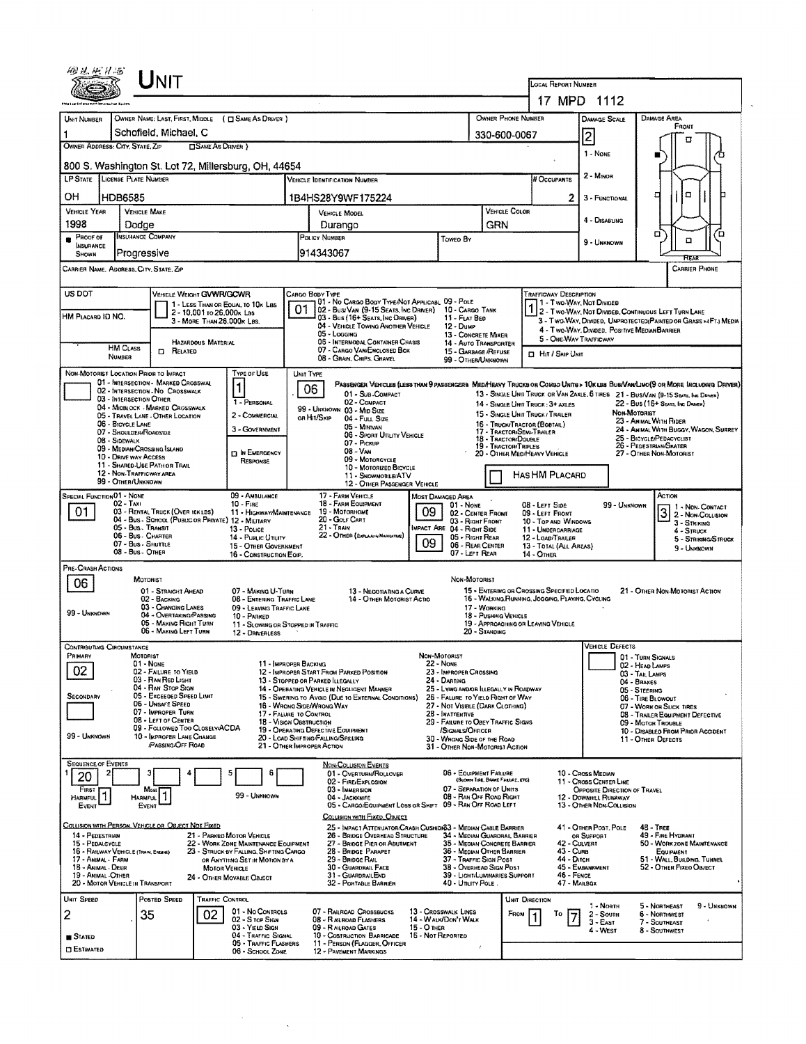# UNIT

**LOCAL REPORT NUMBER:** 17 MPD 1112

| Field | Value |
|---|---|
| UNIT NUMBER | 1 |
| OWNER NAME: LAST, FIRST, MIDDLE ( ☐ SAME AS DRIVER ) | Schofield, Michael, C |
| OWNER PHONE NUMBER | 330-600-0067 |
| OWNER ADDRESS: CITY, STATE, ZIP ( ☐ SAME AS DRIVER ) | 800 S. Washington St. Lot 72, Millersburg, OH, 44654 |
| LP STATE | OH |
| LICENSE PLATE NUMBER | HDB6585 |
| VEHICLE IDENTIFICATION NUMBER | 1B4HS28Y9WF175224 |
| # OCCUPANTS | 2 |
| VEHICLE YEAR | 1998 |
| VEHICLE MAKE | Dodge |
| VEHICLE MODEL | Durango |
| VEHICLE COLOR | GRN |
| PROOF OF INSURANCE SHOWN | ■ |
| INSURANCE COMPANY | Progressive |
| POLICY NUMBER | 914343067 |
| TOWED BY | |
| DAMAGE SCALE | 2 |
| CARRIER NAME, ADDRESS, CITY, STATE, ZIP | |
| CARRIER PHONE | |

**DAMAGE SCALE:** 1 - NONE; 2 - MINOR; 3 - FUNCTIONAL; 4 - DISABLING; 9 - UNKNOWN

**DAMAGE AREA:** FRONT / REAR

| Field | Value |
|---|---|
| US DOT | |
| HM PLACARD ID NO. | |
| HM CLASS NUMBER | |
| VEHICLE WEIGHT GVWR/GCWR | 1 - LESS THAN OR EQUAL TO 10K LBS; 2 - 10,001 TO 26,000K LBS; 3 - MORE THAN 26,000K LBS. |
| HAZARDOUS MATERIAL | ☐ RELATED |
| CARGO BODY TYPE | 01 |
| TRAFFICWAY DESCRIPTION | 1 |

**CARGO BODY TYPE:** 01 - NO CARGO BODY TYPE/NOT APPLICABL; 02 - BUS/VAN (9-15 SEATS, INC DRIVER); 03 - BUS (16+ SEATS, INC DRIVER); 04 - VEHICLE TOWING ANOTHER VEHICLE; 05 - LOGGING; 06 - INTERMODAL CONTAINER CHASIS; 07 - CARGO VAN/ENCLOSED BOX; 08 - GRAIN, CHIPS, GRAVEL; 09 - POLE; 10 - CARGO TANK; 11 - FLAT BED; 12 - DUMP; 13 - CONCRETE MIXER; 14 - AUTO TRANSPORTER; 15 - GARBAGE/REFUSE; 99 - OTHER/UNKNOWN

**TRAFFICWAY DESCRIPTION:** 1 - TWO-WAY, NOT DIVIDED; 2 - TWO-WAY, NOT DIVIDED, CONTINUOUS LEFT TURN LANE; 3 - TWO-WAY, DIVIDED, UNPROTECTED (PAINTED OR GRASS >4FT.) MEDIA; 4 - TWO-WAY, DIVIDED, POSITIVE MEDIAN BARRIER; 5 - ONE-WAY TRAFFICWAY; ☐ HIT / SKIP UNIT

| Field | Value |
|---|---|
| NON-MOTORIST LOCATION PRIOR TO IMPACT | |
| TYPE OF USE | 1 |
| UNIT TYPE | 06 |

**NON-MOTORIST LOCATION PRIOR TO IMPACT:** 01 - INTERSECTION - MARKED CROSSWAL; 02 - INTERSECTION - NO CROSSWALK; 03 - INTERSECTION OTHER; 04 - MIDBLOCK - MARKED CROSSWALK; 05 - TRAVEL LANE - OTHER LOCATION; 06 - BICYCLE LANE; 07 - SHOULDER/ROADSIDE; 08 - SIDEWALK; 09 - MEDIAN/CROSSING ISLAND; 10 - DRIVE WAY ACCESS; 11 - SHARED-USE PATH OR TRAIL; 12 - NON-TRAFFICWAY AREA; 99 - OTHER/UNKNOWN

**TYPE OF USE:** 1 - PERSONAL; 2 - COMMERCIAL; 3 - GOVERNMENT; ☐ IN EMERGENCY RESPONSE

**UNIT TYPE:** PASSENGER VEHICLES (LESS THAN 9 PASSENGERS MED/HEAVY TRUCKS OR COMBO UNITS > 10K LBS BUS/VAN/LIMO (9 OR MORE INCLUDING DRIVER)): 01 - SUB-COMPACT; 02 - COMPACT; 99 - UNKNOWN 03 - MID SIZE OR HIT/SKIP; 04 - FULL SIZE; 05 - MINIVAN; 06 - SPORT UTILITY VEHICLE; 07 - PICKUP; 08 - VAN; 09 - MOTORCYCLE; 10 - MOTORIZED BICYCLE; 11 - SNOWMOBILE/ATV; 12 - OTHER PASSENGER VEHICLE; 13 - SINGLE UNIT TRUCK OR VAN 2AXLE, 6 TIRES; 14 - SINGLE UNIT TRUCK: 3+ AXLES; 15 - SINGLE UNIT TRUCK / TRAILER; 16 - TRUCK/TRACTOR (BOBTAIL); 17 - TRACTOR/SEMI-TRAILER; 18 - TRACTOR/DOUBLE; 19 - TRACTOR/TRIPLES; 20 - OTHER MED/HEAVY VEHICLE; 21 - BUS/VAN (9-15 SEATS, INC DRIVER); 22 - BUS (16+ SEATS, INC DRIVER); NON-MOTORIST: 23 - ANIMAL WITH RIDER; 24 - ANIMAL WITH BUGGY, WAGON, SURREY; 25 - BICYCLE/PEDACYCLIST; 26 - PEDESTRIAN/SKATER; 27 - OTHER NON-MOTORIST; ☐ HAS HM PLACARD

| Field | Value |
|---|---|
| SPECIAL FUNCTION | 01 |
| MOST DAMAGED AREA | 09 |
| IMPACT ARE | 09 |
| ACTION | 3 |

**SPECIAL FUNCTION:** 01 - NONE; 02 - TAXI; 03 - RENTAL TRUCK (OVER 10K LBS); 04 - BUS - SCHOOL (PUBLIC OR PRIVATE); 05 - BUS - TRANSIT; 06 - BUS - CHARTER; 07 - BUS - SHUTTLE; 08 - BUS - OTHER; 09 - AMBULANCE; 10 - FIRE; 11 - HIGHWAY/MAINTENANCE; 12 - MILITARY; 13 - POLICE; 14 - PUBLIC UTILITY; 15 - OTHER GOVERNMENT; 16 - CONSTRUCTION EQIP.; 17 - FARM VEHICLE; 18 - FARM EQUIPMENT; 19 - MOTORHOME; 20 - GOLF CART; 21 - TRAIN; 22 - OTHER (EXPLAIN IN NARRATIVE)

**MOST DAMAGED AREA / IMPACT AREA:** 01 - NONE; 02 - CENTER FRONT; 03 - RIGHT FRONT; 04 - RIGHT SIDE; 05 - RIGHT REAR; 06 - REAR CENTER; 07 - LEFT REAR; 08 - LEFT SIDE; 09 - LEFT FRONT; 10 - TOP AND WINDOWS; 11 - UNDERCARRIAGE; 12 - LOAD/TRAILER; 13 - TOTAL (ALL AREAS); 14 - OTHER; 99 - UNKNOWN

**ACTION:** 1 - NON-CONTACT; 2 - NON-COLLISION; 3 - STRIKING; 4 - STRUCK; 5 - STRIKING/STRUCK; 9 - UNKNOWN

**PRE-CRASH ACTIONS:** 06

MOTORIST: 01 - STRAIGHT AHEAD; 02 - BACKING; 03 - CHANGING LANES; 04 - OVERTAKING/PASSING; 05 - MAKING RIGHT TURN; 06 - MAKING LEFT TURN; 07 - MAKING U-TURN; 08 - ENTERING TRAFFIC LANE; 09 - LEAVING TRAFFIC LANE; 10 - PARKED; 11 - SLOWING OR STOPPED IN TRAFFIC; 12 - DRIVERLESS; 13 - NEGOTIATING A CURVE; 14 - OTHER MOTORIST ACTIO; 99 - UNKNOWN

NON-MOTORIST: 15 - ENTERING OR CROSSING SPECIFIED LOCATIO; 16 - WALKING, RUNNING, JOGGING, PLAYING, CYCLING; 17 - WORKING; 18 - PUSHING VEHICLE; 19 - APPROACHING OR LEAVING VEHICLE; 20 - STANDING; 21 - OTHER NON-MOTORIST ACTION

**CONTRIBUTING CIRCUMSTANCE:** PRIMARY: 02; SECONDARY: (blank)

MOTORIST: 01 - NONE; 02 - FAILURE TO YIELD; 03 - RAN RED LIGHT; 04 - RAN STOP SIGN; 05 - EXCEEDED SPEED LIMIT; 06 - UNSAFE SPEED; 07 - IMPROPER TURN; 08 - LEFT OF CENTER; 09 - FOLLOWED TOO CLOSELY/ACDA; 10 - IMPROPER LANE CHANGE /PASSING/OFF ROAD; 11 - IMPROPER BACKING; 12 - IMPROPER START FROM PARKED POSITION; 13 - STOPPED OR PARKED ILLEGALLY; 14 - OPERATING VEHICLE IN NEGLIGENT MANNER; 15 - SWERING TO AVOID (DUE TO EXTERNAL CONDITIONS); 16 - WRONG SIDE/WRONG WAY; 17 - FAILURE TO CONTROL; 18 - VISION OBSTRUCTION; 19 - OPERATING DEFECTIVE EQUIPMENT; 20 - LOAD SHIFTING/FALLING/SPILLING; 21 - OTHER IMPROPER ACTION; 99 - UNKNOWN

NON-MOTORIST: 22 - NONE; 23 - IMPROPER CROSSING; 24 - DARTING; 25 - LYING AND/OR ILLEGALLY IN ROADWAY; 26 - FALURE TO YIELD RIGHT OF WAY; 27 - NOT VISIBLE (DARK CLOTHING); 28 - INATTENTIVE; 29 - FAILURE TO OBEY TRAFFIC SIGNS /SIGNALS/OFFICER; 30 - WRONG SIDE OF THE ROAD; 31 - OTHER NON-MOTORIST ACTION

VEHICLE DEFECTS: 01 - TURN SIGNALS; 02 - HEAD LAMPS; 03 - TAIL LAMPS; 04 - BRAKES; 05 - STEERING; 06 - TIRE BLOWOUT; 07 - WORN OR SLICK TIRES; 08 - TRAILER EQUIPMENT DEFECTIVE; 09 - MOTOR TROUBLE; 10 - DISABLED FROM PRIOR ACCIDENT; 11 - OTHER DEFECTS

**SEQUENCE OF EVENTS:** 1: 20; 2: ; 3: ; 4: ; 5: ; 6: ; FIRST HARMFUL EVENT: 1; MOST HARMFUL EVENT: 1; 99 - UNKNOWN

NON-COLLISION EVENTS: 01 - OVERTURN/ROLLOVER; 02 - FIRE/EXPLOSION; 03 - IMMERSION; 04 - JACKKNIFE; 05 - CARGO/EQUIPMENT LOSS OR SHIFT; 06 - EQUIPMENT FAILURE (BLOWN TIRE, BRAKE FAILURE, ETC); 07 - SEPARATION OF UNITS; 08 - RAN OFF ROAD RIGHT; 09 - RAN OFF ROAD LEFT; 10 - CROSS MEDIAN; 11 - CROSS CENTER LINE OPPOSITE DIRECTION OF TRAVEL; 12 - DOWNHILL RUNAWAY; 13 - OTHER NON-COLLISION

COLLISION WITH PERSON, VEHICLE OR OBJECT NOT FIXED: 14 - PEDESTRIAN; 15 - PEDALCYCLE; 16 - RAILWAY VEHICLE (TRAIN, ENGINE); 17 - ANIMAL - FARM; 18 - ANIMAL - DEER; 19 - ANIMAL - OTHER; 20 - MOTOR VEHICLE IN TRANSPORT; 21 - PARKED MOTOR VEHICLE; 22 - WORK ZONE MAINTENANCE EQUIPMENT; 23 - STRUCK BY FALLING, SHIFTING CARGO OR ANYTHING SET IN MOTION BY A MOTOR VEHICLE; 24 - OTHER MOVABLE OBJECT

COLLISION WITH FIXED, OBJECT: 25 - IMPACT ATTENUATOR/CRASH CUSHION; 26 - BRIDGE OVERHEAD STRUCTURE; 27 - BRIDGE PIER OR ABUTMENT; 28 - BRIDGE PARAPET; 29 - BRIDGE RAIL; 30 - GUARDRAIL FACE; 31 - GUARDRAIL END; 32 - PORTABLE BARRIER; 33 - MEDIAN CABLE BARRIER; 34 - MEDIAN GUARDRAIL BARRIER; 35 - MEDIAN CONCRETE BARRIER; 36 - MEDIAN OTHER BARRIER; 37 - TRAFFIC SIGN POST; 38 - OVERHEAD SIGN POST; 39 - LIGHT/LUMINARIES SUPPORT; 40 - UTILITY POLE; 41 - OTHER POST, POLE OR SUPPORT; 42 - CULVERT; 43 - CURB; 44 - DITCH; 45 - EMBANKMENT; 46 - FENCE; 47 - MAILBOX; 48 - TREE; 49 - FIRE HYDRANT; 50 - WORK ZONE MAINTENANCE EQUIPMENT; 51 - WALL, BUILDING, TUNNEL; 52 - OTHER FIXED OBJECT

| Field | Value |
|---|---|
| UNIT SPEED | 2 |
| POSTED SPEED | 35 |
| TRAFFIC CONTROL | 02 |
| UNIT DIRECTION FROM | 1 |
| UNIT DIRECTION TO | 7 |
| ■ STATED / ☐ ESTIMATED | STATED |

**TRAFFIC CONTROL:** 01 - NO CONTROLS; 02 - STOP SIGN; 03 - YIELD SIGN; 04 - TRAFFIC SIGNAL; 05 - TRAFFIC FLASHERS; 06 - SCHOOL ZONE; 07 - RAILROAD CROSSBUCKS; 08 - RAILROAD FLASHERS; 09 - RAILROAD GATES; 10 - CONSTRUCTION BARRICADE; 11 - PERSON (FLAGGER, OFFICER; 12 - PAVEMENT MARKINGS; 13 - CROSSWALK LINES; 14 - WALK/DON'T WALK; 15 - OTHER; 16 - NOT REPORTED

**UNIT DIRECTION:** 1 - NORTH; 2 - SOUTH; 3 - EAST; 4 - WEST; 5 - NORTHEAST; 6 - NORTHWEST; 7 - SOUTHEAST; 8 - SOUTHWEST; 9 - UNKNOWN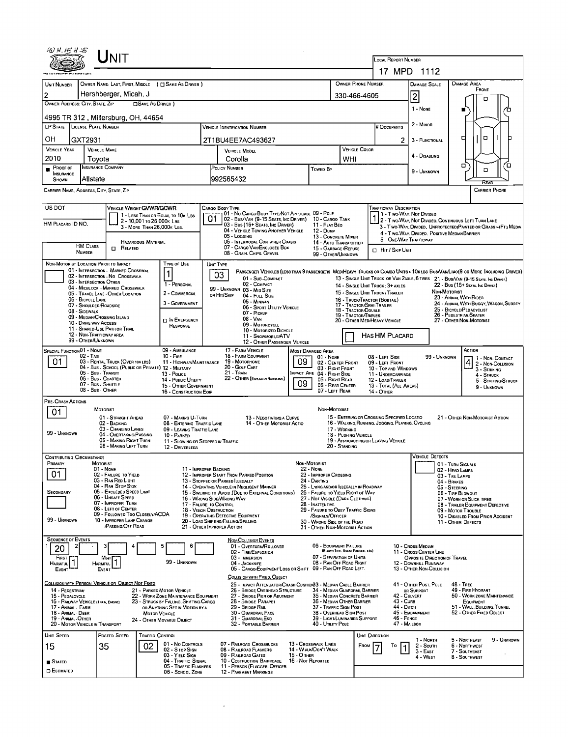# Unit

**Local Report Number:** 17 MPD 1112

| Unit Number | Owner Name: Last, First, Middle ( ☐ Same As Driver ) | Owner Phone Number | Damage Scale | Damage Area |
|---|---|---|---|---|
| 2 | Hershberger, Micah, J | 330-466-4605 | 2 | Front |

**Owner Address: City, State, Zip** ☐ Same As Driver )

4995 TR 312 , Millersburg, OH, 44654

Damage Scale: 1 - None; 2 - Minor; 3 - Functional; 4 - Disabling; 9 - Unknown

| LP State | License Plate Number | Vehicle Identification Number | # Occupants |
|---|---|---|---|
| OH | GXT2931 | 2T1BU4EE7AC493627 | 2 |

| Vehicle Year | Vehicle Make | Vehicle Model | Vehicle Color |
|---|---|---|---|
| 2010 | Toyota | Corolla | WHI |

| Proof of Insurance Shown | Insurance Company | Policy Number | Towed By |
|---|---|---|---|
| ■ | Allstate | 992565432 | |

Carrier Name, Address, City, State, Zip — Carrier Phone

US DOT

HM Placard ID No.

HM Class Number

**Vehicle Weight GVWR/GCWR:** 1 - Less Than or Equal to 10k Lbs; 2 - 10,001 to 26,000k Lbs; 3 - More Than 26,000k Lbs.

Hazardous Material ☐ Related

**Cargo Body Type:** 01

01 - No Cargo Body Type/Not Applicable; 02 - Bus/Van (9-15 Seats, Inc Driver); 03 - Bus (16+ Seats, Inc Driver); 04 - Vehicle Towing Another Vehicle; 05 - Logging; 06 - Intermodal Container Chasis; 07 - Cargo Van/Enclosed Box; 08 - Grain, Chips, Gravel; 09 - Pole; 10 - Cargo Tank; 11 - Flat Bed; 12 - Dump; 13 - Concrete Mixer; 14 - Auto Transporter; 15 - Garbage/Refuse; 99 - Other/Unknown

**Trafficway Description:** 1

1 - Two-Way, Not Divided; 2 - Two-Way, Not Divided, Continuous Left Turn Lane; 3 - Two-Way, Divided, Unprotected(Painted or Grass >4Ft.) Media; 4 - Two-Way, Divided, Positive Median Barrier; 5 - One-Way Trafficway

☐ Hit / Skip Unit

**Non-Motorist Location Prior to Impact:**

01 - Intersection - Marked Crosswalk; 02 - Intersection - No Crosswalk; 03 - Intersection Other; 04 - Midblock - Marked Crosswalk; 05 - Travel Lane - Other Location; 06 - Bicycle Lane; 07 - Shoulder/Roadside; 08 - Sidewalk; 09 - Median/Crossing Island; 10 - Drive way Access; 11 - Shared-Use Path or Trail; 12 - Non-Trafficway Area; 99 - Other/Unknown

**Type of Use:** 1

1 - Personal; 2 - Commercial; 3 - Government; ☐ In Emergency Response

**Unit Type:** 03

Passenger Vehicles (Less than 9 passengers): 01 - Sub-Compact; 02 - Compact; 99 - Unknown 03 - Mid Size or Hit/Skip; 04 - Full Size; 05 - Minivan; 06 - Sport Utility Vehicle; 07 - Pickup; 08 - Van; 09 - Motorcycle; 10 - Motorized Bicycle; 11 - Snowmobile/ATV; 12 - Other Passenger Vehicle

Med/Heavy Trucks or Combo Units > 10k lbs Bus/Van/Limo(9 or More Including Driver): 13 - Single Unit Truck or Van 2Axle, 6 Tires; 14 - Single Unit Truck: 3+ Axles; 15 - Single Unit Truck / Trailer; 16 - Truck/Tractor (Bobtail); 17 - Tractor/Semi-Trailer; 18 - Tractor/Double; 19 - Tractor/Triples; 20 - Other Med/Heavy Vehicle; 21 - Bus/Van (9-15 Seats, Inc Driver); 22 - Bus (16+ Seats, Inc Driver)

Non-Motorist: 23 - Animal With Rider; 24 - Animal With Buggy, Wagon, Surrey; 25 - Bicycle/Pedacyclist; 26 - Pedestrian/Skater; 27 - Other Non-Motorist

☐ Has HM Placard

**Special Function:** 01

01 - None; 02 - Taxi; 03 - Rental Truck (Over 10k lbs); 04 - Bus - School (Public or Private); 05 - Bus - Transit; 06 - Bus - Charter; 07 - Bus - Shuttle; 08 - Bus - Other; 09 - Ambulance; 10 - Fire; 11 - Highway/Maintenance; 12 - Military; 13 - Police; 14 - Public Utility; 15 - Other Government; 16 - Construction Eqip; 17 - Farm Vehicle; 18 - Farm Equipment; 19 - Motorhome; 20 - Golf Cart; 21 - Train; 22 - Other (Explain in Narrative)

**Most Damaged Area:** 09 **Impact Are:** 09

01 - None; 02 - Center Front; 03 - Right Front; 04 - Right Side; 05 - Right Rear; 06 - Rear Center; 07 - Left Rear; 08 - Left Side; 09 - Left Front; 10 - Top and Windows; 11 - Undercarriage; 12 - Load/Trailer; 13 - Total (All Areas); 14 - Other; 99 - Unknown

**Action:** 4

1 - Non-Contact; 2 - Non-Collision; 3 - Striking; 4 - Struck; 5 - Striking/Struck; 9 - Unknown

**Pre-Crash Actions:** 01

Motorist: 01 - Straight Ahead; 02 - Backing; 03 - Changing Lanes; 04 - Overtaking/Passing; 05 - Making Right Turn; 06 - Making Left Turn; 07 - Making U-Turn; 08 - Entering Traffic Lane; 09 - Leaving Traffic Lane; 10 - Parked; 11 - Slowing or Stopped in Traffic; 12 - Driverless; 13 - Negotiating a Curve; 14 - Other Motorist Actio; 99 - Unknown

Non-Motorist: 15 - Entering or Crossing Specified Locatio; 16 - Walking,Running, Jogging, Playing, Cycling; 17 - Working; 18 - Pushing Vehicle; 19 - Approaching or Leaving Vehicle; 20 - Standing; 21 - Other Non-Motorist Action

**Contributing Circumstance**

Primary: 01

Secondary:

Motorist: 01 - None; 02 - Failure to Yield; 03 - Ran Red Light; 04 - Ran Stop Sign; 05 - Exceeded Speed Limit; 06 - Unsafe Speed; 07 - Improper Turn; 08 - Left of Center; 09 - Followed Too Closely/ACDA; 10 - Improper Lane Change /Passing/Off Road; 11 - Improper Backing; 12 - Improper Start From Parked Position; 13 - Stopped or Parked Illegally; 14 - Operating Vehicle in Negligent Manner; 15 - Swering to Avoid (Due to External Conditions); 16 - Wrong Side/Wrong Way; 17 - Falure to Control; 18 - Vision Obstruction; 19 - Operating Defective Equipment; 20 - Load Shifting/Falling/Spilling; 21 - Other Improper Action; 99 - Unknown

Non-Motorist: 22 - None; 23 - Improper Crossing; 24 - Darting; 25 - Lying and/or Illegally in Roadway; 26 - Falure to Yield Right of Way; 27 - Not Visible (Dark Clothing); 28 - Inattentive; 29 - Failure to Obey Traffic Signs /Signals/Officer; 30 - Wrong Side of the Road; 31 - Other Non-Motorist Action

Vehicle Defects: 01 - Turn Signals; 02 - Head Lamps; 03 - Tail Lamps; 04 - Brakes; 05 - Steering; 06 - Tire Blowout; 07 - Worn or Slick Tires; 08 - Trailer Equipment Defective; 09 - Motor Trouble; 10 - Disabled From Prior Accident; 11 - Other Defects

**Sequence of Events:** 1: 20; 2: ; 3: ; 4: ; 5: ; 6:

First Harmful Event: 1 — Most Harmful Event: 1

99 - Unknown

Non-Collision Events: 01 - Overturn/Rollover; 02 - Fire/Explosion; 03 - Immersion; 04 - Jackknife; 05 - Cargo/Equipment Loss or Shift; 06 - Equipment Failure (Blown Tire, Brake Failure, etc); 07 - Separation of Units; 08 - Ran Off Road Right; 09 - Ran Off Road Left; 10 - Cross Median; 11 - Cross Center Line Opposite Direction of Travel; 12 - Downhill Runaway; 13 - Other Non-Collision

Collision with Person, Vehicle or Object Not Fixed: 14 - Pedestrian; 15 - Pedalcycle; 16 - Railway Vehicle (Train, Engine); 17 - Animal - Farm; 18 - Animal - Deer; 19 - Animal-Other; 20 - Motor Vehicle in Transport; 21 - Parked Motor Vehicle; 22 - Work Zone Maintenance Equipment; 23 - Struck by Falling, Shifting Cargo or Anything Set in Motion by a Motor Vehicle; 24 - Other Movable Object

Collision with Fixed, Object: 25 - Impact Attenuator/Crash Cushion; 26 - Bridge Overhead Structure; 27 - Bridge Pier or Abutment; 28 - Bridge Parapet; 29 - Bridge Rail; 30 - Guardrail Face; 31 - Guardrail End; 32 - Portable Barrier; 33 - Median Cable Barrier; 34 - Median Guardrail Barrier; 35 - Median Concrete Barrier; 36 - Median Other Barrier; 37 - Traffic Sign Post; 38 - Overhead Sign Post; 39 - Light/Luminaries Support; 40 - Utility Pole; 41 - Other Post, Pole or Support; 42 - Culvert; 43 - Curb; 44 - Ditch; 45 - Embankment; 46 - Fence; 47 - Mailbox; 48 - Tree; 49 - Fire Hydrant; 50 - Work Zone Maintenance Equipment; 51 - Wall, Building, Tunnel; 52 - Other Fixed Object

| Unit Speed | Posted Speed | Traffic Control | Unit Direction |
|---|---|---|---|
| 15 | 35 | 02 | From 7 To 1 |

■ Stated ☐ Estimated

Traffic Control: 01 - No Controls; 02 - Stop Sign; 03 - Yield Sign; 04 - Traffic Signal; 05 - Traffic Flashers; 06 - School Zone; 07 - Railroad Crossbucks; 08 - Railroad Flashers; 09 - Railroad Gates; 10 - Costruction Barricade; 11 - Person (Flagger, Officer; 12 - Pavement Markings; 13 - Crosswalk Lines; 14 - Walk/Don't Walk; 15 - Other; 16 - Not Reported

Unit Direction: 1 - North; 2 - South; 3 - East; 4 - West; 5 - Northeast; 6 - Northwest; 7 - Southeast; 8 - Southwest; 9 - Unknown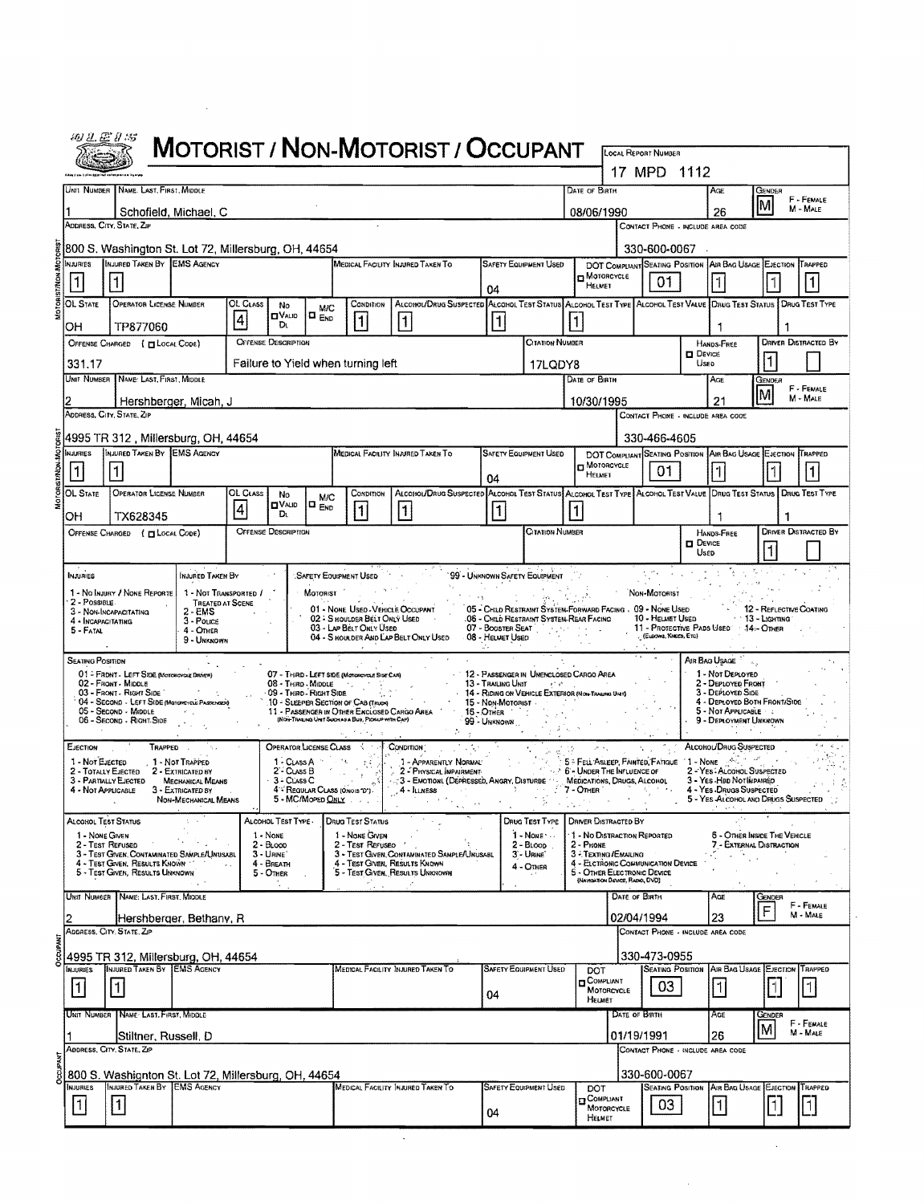# MOTORIST / NON-MOTORIST / OCCUPANT

**LOCAL REPORT NUMBER:** 17 MPD 1112

## MOTORIST/NON-MOTORIST

| UNIT NUMBER | NAME: LAST, FIRST, MIDDLE | DATE OF BIRTH | AGE | GENDER |
|---|---|---|---|---|
| 1 | Schofield, Michael, C | 08/06/1990 | 26 | M |

**ADDRESS, CITY, STATE, ZIP:** 800 S. Washington St. Lot 72, Millersburg, OH, 44654
**CONTACT PHONE - INCLUDE AREA CODE:** 330-600-0067

| INJURIES | INJURED TAKEN BY | EMS AGENCY | MEDICAL FACILITY INJURED TAKEN TO | SAFETY EQUIPMENT USED | DOT COMPLIANT MOTORCYCLE HELMET | SEATING POSITION | AIR BAG USAGE | EJECTION | TRAPPED |
|---|---|---|---|---|---|---|---|---|---|
| 1 | 1 | | | 04 | | 01 | 1 | 1 | 1 |

| OL STATE | OPERATOR LICENSE NUMBER | OL CLASS | NO VALID DL | M/C END | CONDITION | ALCOHOL/DRUG SUSPECTED | ALCOHOL TEST STATUS | ALCOHOL TEST TYPE | ALCOHOL TEST VALUE | DRUG TEST STATUS | DRUG TEST TYPE |
|---|---|---|---|---|---|---|---|---|---|---|---|
| OH | TP877060 | 4 | | | 1 | 1 | 1 | 1 | | 1 | 1 |

| OFFENSE CHARGED ( LOCAL CODE) | OFFENSE DESCRIPTION | CITATION NUMBER | HANDS-FREE DEVICE USED | DRIVER DISTRACTED BY |
|---|---|---|---|---|
| 331.17 | Failure to Yield when turning left | 17LQDY8 | | 1 |

| UNIT NUMBER | NAME: LAST, FIRST, MIDDLE | DATE OF BIRTH | AGE | GENDER |
|---|---|---|---|---|
| 2 | Hershberger, Micah, J | 10/30/1995 | 21 | M |

**ADDRESS, CITY, STATE, ZIP:** 4995 TR 312 , Millersburg, OH, 44654
**CONTACT PHONE - INCLUDE AREA CODE:** 330-466-4605

| INJURIES | INJURED TAKEN BY | EMS AGENCY | MEDICAL FACILITY INJURED TAKEN TO | SAFETY EQUIPMENT USED | DOT COMPLIANT MOTORCYCLE HELMET | SEATING POSITION | AIR BAG USAGE | EJECTION | TRAPPED |
|---|---|---|---|---|---|---|---|---|---|
| 1 | 1 | | | 04 | | 01 | 1 | 1 | 1 |

| OL STATE | OPERATOR LICENSE NUMBER | OL CLASS | NO VALID DL | M/C END | CONDITION | ALCOHOL/DRUG SUSPECTED | ALCOHOL TEST STATUS | ALCOHOL TEST TYPE | ALCOHOL TEST VALUE | DRUG TEST STATUS | DRUG TEST TYPE |
|---|---|---|---|---|---|---|---|---|---|---|---|
| OH | TX628345 | 4 | | | 1 | 1 | 1 | 1 | | 1 | 1 |

| OFFENSE CHARGED ( LOCAL CODE) | OFFENSE DESCRIPTION | CITATION NUMBER | HANDS-FREE DEVICE USED | DRIVER DISTRACTED BY |
|---|---|---|---|---|
| | | | | 1 |

## CODES

**INJURIES:** 1 - No Injury / None Reported; 2 - Possible; 3 - Non-Incapacitating; 4 - Incapacitating; 5 - Fatal

**INJURED TAKEN BY:** 1 - Not Transported / Treated at Scene; 2 - EMS; 3 - Police; 4 - Other; 9 - Unknown

**SAFETY EQUIPMENT USED:** 99 - Unknown Safety Equipment
- Motorist: 01 - None Used - Vehicle Occupant; 02 - Shoulder Belt Only Used; 03 - Lap Belt Only Used; 04 - Shoulder And Lap Belt Only Used; 05 - Child Restraint System-Forward Facing; 06 - Child Restraint System-Rear Facing; 07 - Booster Seat; 08 - Helmet Used
- Non-Motorist: 09 - None Used; 10 - Helmet Used; 11 - Protective Pads Used (Elbows, Knees, Etc); 12 - Reflective Coating; 13 - Lighting; 14 - Other

**SEATING POSITION:** 01 - Front - Left Side (Motorcycle Driver); 02 - Front - Middle; 03 - Front - Right Side; 04 - Second - Left Side (Motorcycle Passenger); 05 - Second - Middle; 06 - Second - Right Side; 07 - Third - Left Side (Motorcycle Side Car); 08 - Third - Middle; 09 - Third - Right Side; 10 - Sleeper Section of Cab (Truck); 11 - Passenger in Other Enclosed Cargo Area (Non-Trailing Unit Such as a Bus, Pickup with Cap); 12 - Passenger in Unenclosed Cargo Area; 13 - Trailing Unit; 14 - Riding on Vehicle Exterior (Non-Trailing Unit); 15 - Non-Motorist; 16 - Other; 99 - Unknown

**AIR BAG USAGE:** 1 - Not Deployed; 2 - Deployed Front; 3 - Deployed Side; 4 - Deployed Both Front/Side; 5 - Not Applicable; 9 - Deployment Unknown

**EJECTION:** 1 - Not Ejected; 2 - Totally Ejected; 3 - Partially Ejected; 4 - Not Applicable

**TRAPPED:** 1 - Not Trapped; 2 - Extricated by Mechanical Means; 3 - Extricated by Non-Mechanical Means

**OPERATOR LICENSE CLASS:** 1 - Class A; 2 - Class B; 3 - Class C; 4 - Regular Class (Ohio is "D"); 5 - MC/Moped Only

**CONDITION:** 1 - Apparently Normal; 2 - Physical Impairment; 3 - Emotional (Depressed, Angry, Disturbed); 4 - Illness; 5 - Fell Asleep, Fainted, Fatigue; 6 - Under The Influence of Medications, Drugs, Alcohol; 7 - Other

**ALCOHOL/DRUG SUSPECTED:** 1 - None; 2 - Yes - Alcohol Suspected; 3 - Yes - HBD Not Impaired; 4 - Yes - Drugs Suspected; 5 - Yes - Alcohol and Drugs Suspected

**ALCOHOL TEST STATUS:** 1 - None Given; 2 - Test Refused; 3 - Test Given, Contaminated Sample/Unusable; 4 - Test Given, Results Known; 5 - Test Given, Results Unknown

**ALCOHOL TEST TYPE:** 1 - None; 2 - Blood; 3 - Urine; 4 - Breath; 5 - Other

**DRUG TEST STATUS:** 1 - None Given; 2 - Test Refused; 3 - Test Given, Contaminated Sample/Unusable; 4 - Test Given, Results Known; 5 - Test Given, Results Unknown

**DRUG TEST TYPE:** 1 - None; 2 - Blood; 3 - Urine; 4 - Other

**DRIVER DISTRACTED BY:** 1 - No Distraction Reported; 2 - Phone; 3 - Texting/Emailing; 4 - Electronic Communication Device; 5 - Other Electronic Device (Navigation Device, Radio, DVD); 6 - Other Inside The Vehicle; 7 - External Distraction

## OCCUPANT

| UNIT NUMBER | NAME: LAST, FIRST, MIDDLE | DATE OF BIRTH | AGE | GENDER |
|---|---|---|---|---|
| 2 | Hershberger, Bethany, R | 02/04/1994 | 23 | F |

**ADDRESS, CITY, STATE, ZIP:** 4995 TR 312, Millersburg, OH, 44654
**CONTACT PHONE - INCLUDE AREA CODE:** 330-473-0955

| INJURIES | INJURED TAKEN BY | EMS AGENCY | MEDICAL FACILITY INJURED TAKEN TO | SAFETY EQUIPMENT USED | DOT COMPLIANT MOTORCYCLE HELMET | SEATING POSITION | AIR BAG USAGE | EJECTION | TRAPPED |
|---|---|---|---|---|---|---|---|---|---|
| 1 | 1 | | | 04 | | 03 | 1 | 1 | 1 |

| UNIT NUMBER | NAME: LAST, FIRST, MIDDLE | DATE OF BIRTH | AGE | GENDER |
|---|---|---|---|---|
| 1 | Stiltner, Russell, D | 01/19/1991 | 26 | M |

**ADDRESS, CITY, STATE, ZIP:** 800 S. Washington St. Lot 72, Millersburg, OH, 44654
**CONTACT PHONE - INCLUDE AREA CODE:** 330-600-0067

| INJURIES | INJURED TAKEN BY | EMS AGENCY | MEDICAL FACILITY INJURED TAKEN TO | SAFETY EQUIPMENT USED | DOT COMPLIANT MOTORCYCLE HELMET | SEATING POSITION | AIR BAG USAGE | EJECTION | TRAPPED |
|---|---|---|---|---|---|---|---|---|---|
| 1 | 1 | | | 04 | | 03 | 1 | 1 | 1 |